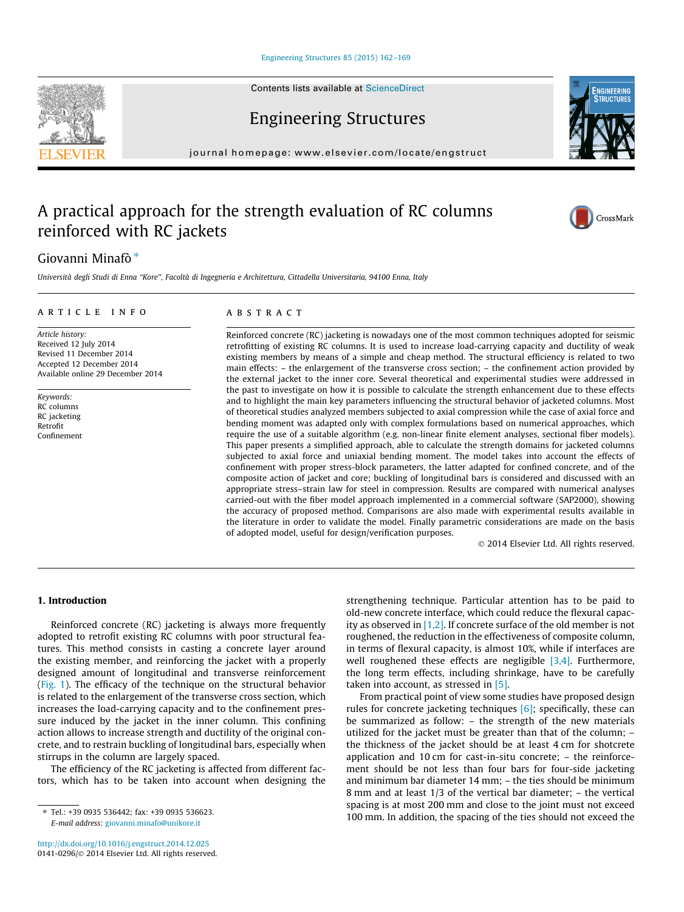# A practical approach for the strength evaluation of RC columns reinforced with RC jackets

Giovanni Minafò *

*Università degli Studi di Enna "Kore", Facoltà di Ingegneria e Architettura, Cittadella Universitaria, 94100 Enna, Italy*

## ARTICLE INFO

*Article history:*
Received 12 July 2014
Revised 11 December 2014
Accepted 12 December 2014
Available online 29 December 2014

*Keywords:*
RC columns
RC jacketing
Retrofit
Confinement

## ABSTRACT

Reinforced concrete (RC) jacketing is nowadays one of the most common techniques adopted for seismic retrofitting of existing RC columns. It is used to increase load-carrying capacity and ductility of weak existing members by means of a simple and cheap method. The structural efficiency is related to two main effects: – the enlargement of the transverse cross section; – the confinement action provided by the external jacket to the inner core. Several theoretical and experimental studies were addressed in the past to investigate on how it is possible to calculate the strength enhancement due to these effects and to highlight the main key parameters influencing the structural behavior of jacketed columns. Most of theoretical studies analyzed members subjected to axial compression while the case of axial force and bending moment was adapted only with complex formulations based on numerical approaches, which require the use of a suitable algorithm (e.g. non-linear finite element analyses, sectional fiber models). This paper presents a simplified approach, able to calculate the strength domains for jacketed columns subjected to axial force and uniaxial bending moment. The model takes into account the effects of confinement with proper stress-block parameters, the latter adapted for confined concrete, and of the composite action of jacket and core; buckling of longitudinal bars is considered and discussed with an appropriate stress–strain law for steel in compression. Results are compared with numerical analyses carried-out with the fiber model approach implemented in a commercial software (SAP2000), showing the accuracy of proposed method. Comparisons are also made with experimental results available in the literature in order to validate the model. Finally parametric considerations are made on the basis of adopted model, useful for design/verification purposes.

© 2014 Elsevier Ltd. All rights reserved.

## 1. Introduction

Reinforced concrete (RC) jacketing is always more frequently adopted to retrofit existing RC columns with poor structural features. This method consists in casting a concrete layer around the existing member, and reinforcing the jacket with a properly designed amount of longitudinal and transverse reinforcement (Fig. 1). The efficacy of the technique on the structural behavior is related to the enlargement of the transverse cross section, which increases the load-carrying capacity and to the confinement pressure induced by the jacket in the inner column. This confining action allows to increase strength and ductility of the original concrete, and to restrain buckling of longitudinal bars, especially when stirrups in the column are largely spaced.

The efficiency of the RC jacketing is affected from different factors, which has to be taken into account when designing the strengthening technique. Particular attention has to be paid to old-new concrete interface, which could reduce the flexural capacity as observed in [1,2]. If concrete surface of the old member is not roughened, the reduction in the effectiveness of composite column, in terms of flexural capacity, is almost 10%, while if interfaces are well roughened these effects are negligible [3,4]. Furthermore, the long term effects, including shrinkage, have to be carefully taken into account, as stressed in [5].

From practical point of view some studies have proposed design rules for concrete jacketing techniques [6]; specifically, these can be summarized as follow: – the strength of the new materials utilized for the jacket must be greater than that of the column; – the thickness of the jacket should be at least 4 cm for shotcrete application and 10 cm for cast-in-situ concrete; – the reinforcement should be not less than four bars for four-side jacketing and minimum bar diameter 14 mm; – the ties should be minimum 8 mm and at least 1/3 of the vertical bar diameter; – the vertical spacing is at most 200 mm and close to the joint must not exceed 100 mm. In addition, the spacing of the ties should not exceed the

---

* Tel.: +39 0935 536442; fax: +39 0935 536623.
*E-mail address:* giovanni.minafo@unikore.it

http://dx.doi.org/10.1016/j.engstruct.2014.12.025
0141-0296/© 2014 Elsevier Ltd. All rights reserved.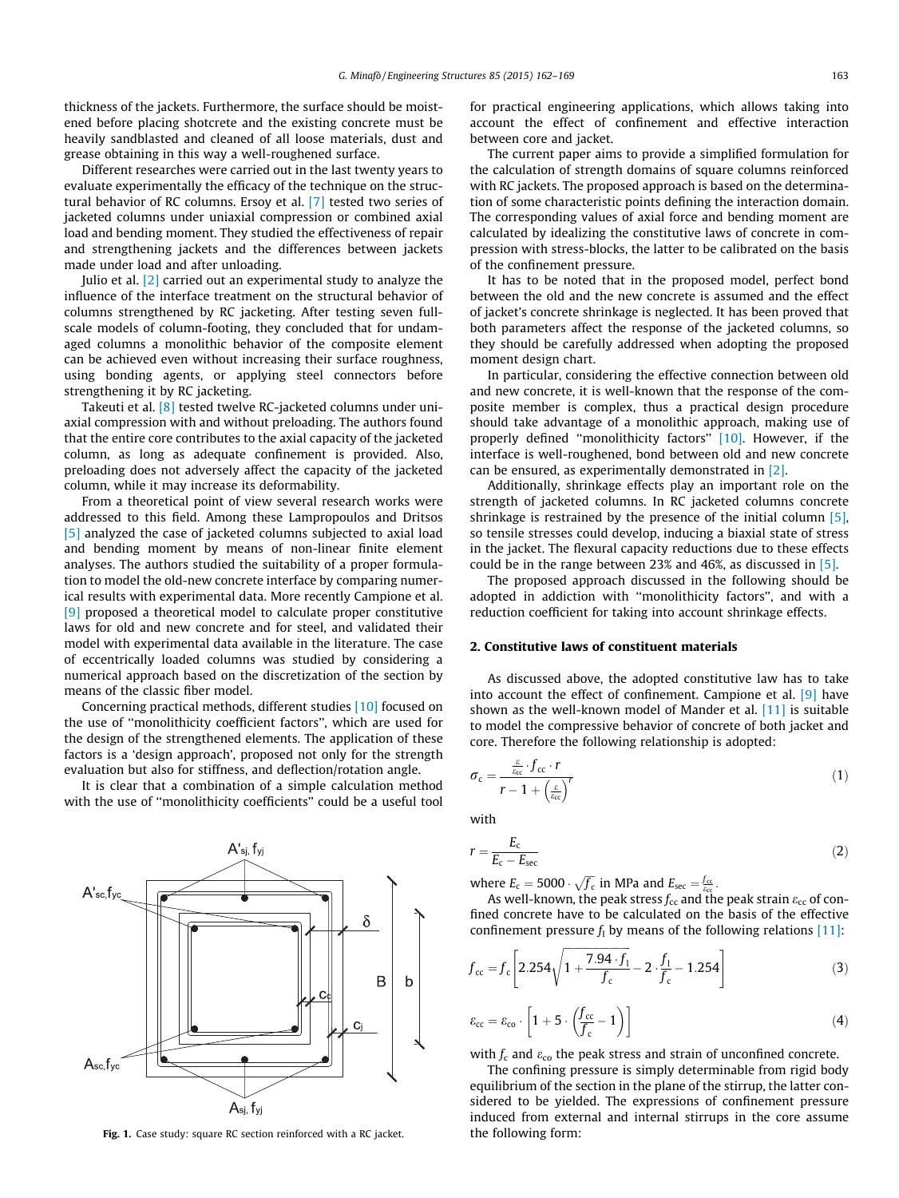thickness of the jackets. Furthermore, the surface should be moistened before placing shotcrete and the existing concrete must be heavily sandblasted and cleaned of all loose materials, dust and grease obtaining in this way a well-roughened surface.

Different researches were carried out in the last twenty years to evaluate experimentally the efficacy of the technique on the structural behavior of RC columns. Ersoy et al. [7] tested two series of jacketed columns under uniaxial compression or combined axial load and bending moment. They studied the effectiveness of repair and strengthening jackets and the differences between jackets made under load and after unloading.

Julio et al. [2] carried out an experimental study to analyze the influence of the interface treatment on the structural behavior of columns strengthened by RC jacketing. After testing seven full-scale models of column-footing, they concluded that for undamaged columns a monolithic behavior of the composite element can be achieved even without increasing their surface roughness, using bonding agents, or applying steel connectors before strengthening it by RC jacketing.

Takeuti et al. [8] tested twelve RC-jacketed columns under uniaxial compression with and without preloading. The authors found that the entire core contributes to the axial capacity of the jacketed column, as long as adequate confinement is provided. Also, preloading does not adversely affect the capacity of the jacketed column, while it may increase its deformability.

From a theoretical point of view several research works were addressed to this field. Among these Lampropoulos and Dritsos [5] analyzed the case of jacketed columns subjected to axial load and bending moment by means of non-linear finite element analyses. The authors studied the suitability of a proper formulation to model the old-new concrete interface by comparing numerical results with experimental data. More recently Campione et al. [9] proposed a theoretical model to calculate proper constitutive laws for old and new concrete and for steel, and validated their model with experimental data available in the literature. The case of eccentrically loaded columns was studied by considering a numerical approach based on the discretization of the section by means of the classic fiber model.

Concerning practical methods, different studies [10] focused on the use of ‘‘monolithicity coefficient factors’’, which are used for the design of the strengthened elements. The application of these factors is a ‘design approach’, proposed not only for the strength evaluation but also for stiffness, and deflection/rotation angle.

It is clear that a combination of a simple calculation method with the use of ‘‘monolithicity coefficients’’ could be a useful tool for practical engineering applications, which allows taking into account the effect of confinement and effective interaction between core and jacket.

A'sj, fyj

A'sc,fyc

δ

cc

B

b

cj

Asc,fyc

Asj, fyj

Fig. 1. Case study: square RC section reinforced with a RC jacket.

The current paper aims to provide a simplified formulation for the calculation of strength domains of square columns reinforced with RC jackets. The proposed approach is based on the determination of some characteristic points defining the interaction domain. The corresponding values of axial force and bending moment are calculated by idealizing the constitutive laws of concrete in compression with stress-blocks, the latter to be calibrated on the basis of the confinement pressure.

It has to be noted that in the proposed model, perfect bond between the old and the new concrete is assumed and the effect of jacket's concrete shrinkage is neglected. It has been proved that both parameters affect the response of the jacketed columns, so they should be carefully addressed when adopting the proposed moment design chart.

In particular, considering the effective connection between old and new concrete, it is well-known that the response of the composite member is complex, thus a practical design procedure should take advantage of a monolithic approach, making use of properly defined ‘‘monolithicity factors’’ [10]. However, if the interface is well-roughened, bond between old and new concrete can be ensured, as experimentally demonstrated in [2].

Additionally, shrinkage effects play an important role on the strength of jacketed columns. In RC jacketed columns concrete shrinkage is restrained by the presence of the initial column [5], so tensile stresses could develop, inducing a biaxial state of stress in the jacket. The flexural capacity reductions due to these effects could be in the range between 23% and 46%, as discussed in [5].

The proposed approach discussed in the following should be adopted in addiction with ‘‘monolithicity factors’’, and with a reduction coefficient for taking into account shrinkage effects.

## 2. Constitutive laws of constituent materials

As discussed above, the adopted constitutive law has to take into account the effect of confinement. Campione et al. [9] have shown as the well-known model of Mander et al. [11] is suitable to model the compressive behavior of concrete of both jacket and core. Therefore the following relationship is adopted:

$$\sigma_c = \frac{\frac{\varepsilon}{\varepsilon_{cc}} \cdot f_{cc} \cdot r}{r - 1 + \left(\frac{\varepsilon}{\varepsilon_{cc}}\right)^r} \tag{1}$$

with

$$r = \frac{E_c}{E_c - E_{sec}} \tag{2}$$

where $E_c = 5000 \cdot \sqrt{f_c}$ in MPa and $E_{sec} = \frac{f_{cc}}{\varepsilon_{cc}}$.

As well-known, the peak stress $f_{cc}$ and the peak strain $\varepsilon_{cc}$ of confined concrete have to be calculated on the basis of the effective confinement pressure $f_l$ by means of the following relations [11]:

$$f_{cc} = f_c\left[2.254\sqrt{1 + \frac{7.94 \cdot f_l}{f_c}} - 2 \cdot \frac{f_l}{f_c} - 1.254\right] \tag{3}$$

$$\varepsilon_{cc} = \varepsilon_{co} \cdot \left[1 + 5 \cdot \left(\frac{f_{cc}}{f_c} - 1\right)\right] \tag{4}$$

with $f_c$ and $\varepsilon_{co}$ the peak stress and strain of unconfined concrete.

The confining pressure is simply determinable from rigid body equilibrium of the section in the plane of the stirrup, the latter considered to be yielded. The expressions of confinement pressure induced from external and internal stirrups in the core assume the following form: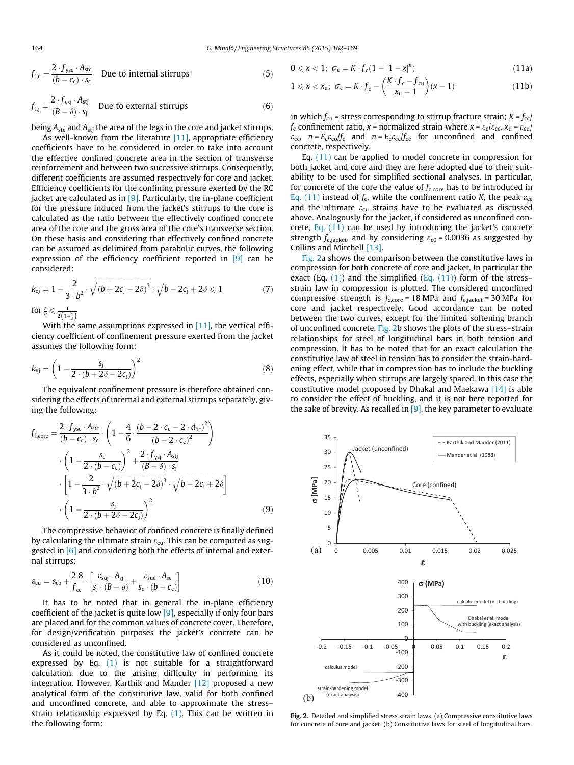$$f_{l,c} = \frac{2 \cdot f_{ysc} \cdot A_{stc}}{(b - c_c) \cdot s_c} \quad \text{Due to internal stirrups} \tag{5}$$

$$f_{l,j} = \frac{2 \cdot f_{ysj} \cdot A_{stj}}{(B - \delta) \cdot s_j} \quad \text{Due to external stirrups} \tag{6}$$

being $A_{stc}$ and $A_{stj}$ the area of the legs in the core and jacket stirrups.

As well-known from the literature [11], appropriate efficiency coefficients have to be considered in order to take into account the effective confined concrete area in the section of transverse reinforcement and between two successive stirrups. Consequently, different coefficients are assumed respectively for core and jacket. Efficiency coefficients for the confining pressure exerted by the RC jacket are calculated as in [9]. Particularly, the in-plane coefficient for the pressure induced from the jacket's stirrups to the core is calculated as the ratio between the effectively confined concrete area of the core and the gross area of the core's transverse section. On these basis and considering that effectively confined concrete can be assumed as delimited from parabolic curves, the following expression of the efficiency coefficient reported in [9] can be considered:

$$k_{ej} = 1 - \frac{2}{3 \cdot b^2} \cdot \sqrt{(b + 2c_j - 2\delta)^3} \cdot \sqrt{b - 2c_j + 2\delta} \leqslant 1 \tag{7}$$

for $\frac{\delta}{b} \leqslant \frac{1}{2\left(1 - \frac{c_j}{b}\right)}$

With the same assumptions expressed in [11], the vertical efficiency coefficient of confinement pressure exerted from the jacket assumes the following form:

$$k_{vj} = \left(1 - \frac{s_j}{2 \cdot (b + 2\delta - 2c_j)}\right)^2 \tag{8}$$

The equivalent confinement pressure is therefore obtained considering the effects of internal and external stirrups separately, giving the following:

$$\begin{aligned} f_{l,core} = & \frac{2 \cdot f_{ysc} \cdot A_{stc}}{(b - c_c) \cdot s_c} \cdot \left(1 - \frac{4}{6} \cdot \frac{(b - 2 \cdot c_c - 2 \cdot d_{bc})^2}{(b - 2 \cdot c_c)^2}\right) \\ & \cdot \left(1 - \frac{s_c}{2 \cdot (b - c_c)}\right)^2 + \frac{2 \cdot f_{ysj} \cdot A_{stj}}{(B - \delta) \cdot s_j} \\ & \cdot \left[1 - \frac{2}{3 \cdot b^2} \cdot \sqrt{(b + 2c_j - 2\delta)^3} \cdot \sqrt{b - 2c_j + 2\delta}\right] \\ & \cdot \left(1 - \frac{s_j}{2 \cdot (b + 2\delta - 2c_j)}\right)^2 \end{aligned} \tag{9}$$

The compressive behavior of confined concrete is finally defined by calculating the ultimate strain $\varepsilon_{cu}$. This can be computed as suggested in [6] and considering both the effects of internal and external stirrups:

$$\varepsilon_{cu} = \varepsilon_{co} + \frac{2.8}{f_{cc}} \cdot \left[\frac{\varepsilon_{suj} \cdot A_{sj}}{s_j \cdot (B - \delta)} + \frac{\varepsilon_{suc} \cdot A_{sc}}{s_c \cdot (b - c_c)}\right] \tag{10}$$

It has to be noted that in general the in-plane efficiency coefficient of the jacket is quite low [9], especially if only four bars are placed and for the common values of concrete cover. Therefore, for design/verification purposes the jacket's concrete can be considered as unconfined.

As it could be noted, the constitutive law of confined concrete expressed by Eq. (1) is not suitable for a straightforward calculation, due to the arising difficulty in performing its integration. However, Karthik and Mander [12] proposed a new analytical form of the constitutive law, valid for both confined and unconfined concrete, and able to approximate the stress–strain relationship expressed by Eq. (1). This can be written in the following form:

$$0 \leqslant x < 1; \; \sigma_c = K \cdot f_c(1 - |1 - x|^n) \tag{11a}$$

$$1 \leqslant x < x_u; \; \sigma_c = K \cdot f_c - \left(\frac{K \cdot f_c - f_{cu}}{x_u - 1}\right)(x - 1) \tag{11b}$$

in which $f_{cu}$ = stress corresponding to stirrup fracture strain; $K = f_{cc}/f_c$ confinement ratio, $x$ = normalized strain where $x = \varepsilon_c/\varepsilon_{cc}$, $x_u = \varepsilon_{cu}/\varepsilon_{cc}$, $n = E_c\varepsilon_{co}/f_c$ and $n = E_c\varepsilon_{cc}/f_{cc}$ for unconfined and confined concrete, respectively.

Eq. (11) can be applied to model concrete in compression for both jacket and core and they are here adopted due to their suitability to be used for simplified sectional analyses. In particular, for concrete of the core the value of $f_{c,core}$ has to be introduced in Eq. (11) instead of $f_c$, while the confinement ratio $K$, the peak $\varepsilon_{cc}$ and the ultimate $\varepsilon_{cu}$ strains have to be evaluated as discussed above. Analogously for the jacket, if considered as unconfined concrete, Eq. (11) can be used by introducing the jacket's concrete strength $f_{c,jacket}$, and by considering $\varepsilon_{c0} = 0.0036$ as suggested by Collins and Mitchell [13].

Fig. 2a shows the comparison between the constitutive laws in compression for both concrete of core and jacket. In particular the exact (Eq. (1)) and the simplified (Eq. (11)) form of the stress–strain law in compression is plotted. The considered unconfined compressive strength is $f_{c,core} = 18$ MPa and $f_{c,jacket} = 30$ MPa for core and jacket respectively. Good accordance can be noted between the two curves, except for the limited softening branch of unconfined concrete. Fig. 2b shows the plots of the stress–strain relationships for steel of longitudinal bars in both tension and compression. It has to be noted that for an exact calculation the constitutive law of steel in tension has to consider the strain-hardening effect, while that in compression has to include the buckling effects, especially when stirrups are largely spaced. In this case the constitutive model proposed by Dhakal and Maekawa [14] is able to consider the effect of buckling, and it is not here reported for the sake of brevity. As recalled in [9], the key parameter to evaluate

Fig. 2. Detailed and simplified stress strain laws. (a) Compressive constitutive laws for concrete of core and jacket. (b) Constitutive laws for steel of longitudinal bars.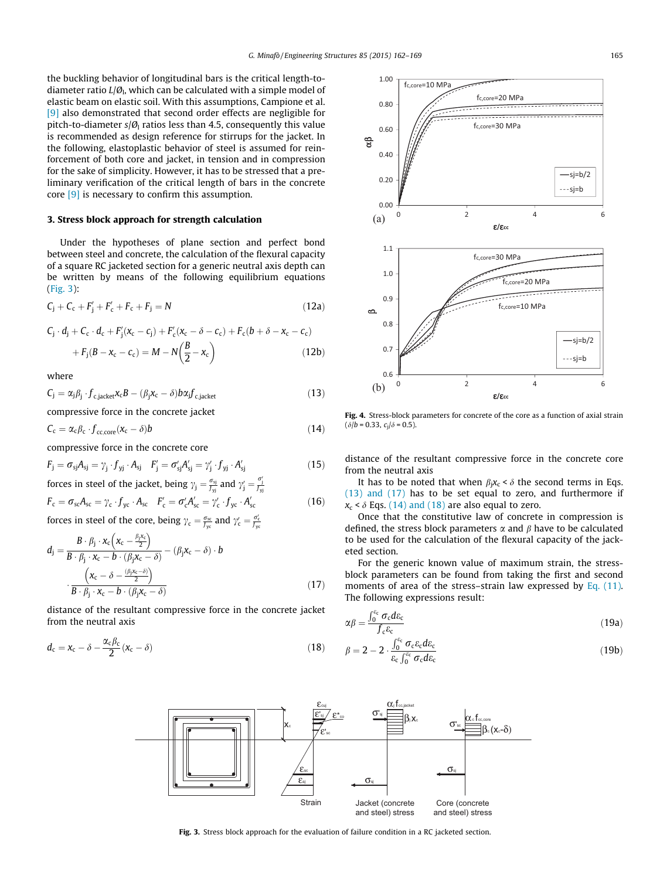the buckling behavior of longitudinal bars is the critical length-to-diameter ratio $L/\O_l$, which can be calculated with a simple model of elastic beam on elastic soil. With this assumptions, Campione et al. [9] also demonstrated that second order effects are negligible for pitch-to-diameter $s/\O_l$ ratios less than 4.5, consequently this value is recommended as design reference for stirrups for the jacket. In the following, elastoplastic behavior of steel is assumed for reinforcement of both core and jacket, in tension and in compression for the sake of simplicity. However, it has to be stressed that a preliminary verification of the critical length of bars in the concrete core [9] is necessary to confirm this assumption.

## 3. Stress block approach for strength calculation

Under the hypotheses of plane section and perfect bond between steel and concrete, the calculation of the flexural capacity of a square RC jacketed section for a generic neutral axis depth can be written by means of the following equilibrium equations (Fig. 3):

$$C_j + C_c + F'_j + F'_c + F_c + F_j = N \tag{12a}$$

$$C_j \cdot d_j + C_c \cdot d_c + F'_j(x_c - c_j) + F'_c(x_c - \delta - c_c) + F_c(b + \delta - x_c - c_c) + F_j(B - x_c - c_c) = M - N\left(\frac{B}{2} - x_c\right) \tag{12b}$$

where

$$C_j = \alpha_j \beta_j \cdot f_{c,jacket} x_c B - (\beta_j x_c - \delta) b \alpha_j f_{c,jacket} \tag{13}$$

compressive force in the concrete jacket

$$C_c = \alpha_c \beta_c \cdot f_{cc,core}(x_c - \delta) b \tag{14}$$

compressive force in the concrete core

$$F_j = \sigma_{sj} A_{sj} = \gamma_j \cdot f_{yj} \cdot A_{sj} \quad F'_j = \sigma'_{sj} A'_{sj} = \gamma'_j \cdot f_{yj} \cdot A'_{sj} \tag{15}$$

forces in steel of the jacket, being $\gamma_j = \frac{\sigma_{sj}}{f_{yj}}$ and $\gamma'_j = \frac{\sigma'_j}{f_{yj}}$

$$F_c = \sigma_{sc} A_{sc} = \gamma_c \cdot f_{yc} \cdot A_{sc} \quad F'_c = \sigma'_c A'_{sc} = \gamma'_c \cdot f_{yc} \cdot A'_{sc} \tag{16}$$

forces in steel of the core, being $\gamma_c = \frac{\sigma_{sc}}{f_{yc}}$ and $\gamma'_c = \frac{\sigma'_c}{f_{yc}}$

$$d_j = \frac{B \cdot \beta_j \cdot x_c \left(x_c - \frac{\beta_j x_c}{2}\right)}{B \cdot \beta_j \cdot x_c - b \cdot (\beta_j x_c - \delta)} - (\beta_j x_c - \delta) \cdot b \cdot \frac{\left(x_c - \delta - \frac{(\beta_j x_c - \delta)}{2}\right)}{B \cdot \beta_j \cdot x_c - b \cdot (\beta_j x_c - \delta)} \tag{17}$$

distance of the resultant compressive force in the concrete jacket from the neutral axis

$$d_c = x_c - \delta - \frac{\alpha_c \beta_c}{2}(x_c - \delta) \tag{18}$$

distance of the resultant compressive force in the concrete core from the neutral axis

It has to be noted that when $\beta_j x_c < \delta$ the second terms in Eqs. (13) and (17) has to be set equal to zero, and furthermore if $x_c < \delta$ Eqs. (14) and (18) are also equal to zero.

Once that the constitutive law of concrete in compression is defined, the stress block parameters $\alpha$ and $\beta$ have to be calculated to be used for the calculation of the flexural capacity of the jacketed section.

For the generic known value of maximum strain, the stress-block parameters can be found from taking the first and second moments of area of the stress–strain law expressed by Eq. (11). The following expressions result:

$$\alpha\beta = \frac{\int_0^{\varepsilon_c} \sigma_c d\varepsilon_c}{f_c \varepsilon_c} \tag{19a}$$

$$\beta = 2 - 2 \cdot \frac{\int_0^{\varepsilon_c} \sigma_c \varepsilon_c d\varepsilon_c}{\varepsilon_c \int_0^{\varepsilon_c} \sigma_c d\varepsilon_c} \tag{19b}$$

**Fig. 4.** Stress-block parameters for concrete of the core as a function of axial strain ($\delta/b = 0.33$, $c_j/\delta = 0.5$).

**Fig. 3.** Stress block approach for the evaluation of failure condition in a RC jacketed section.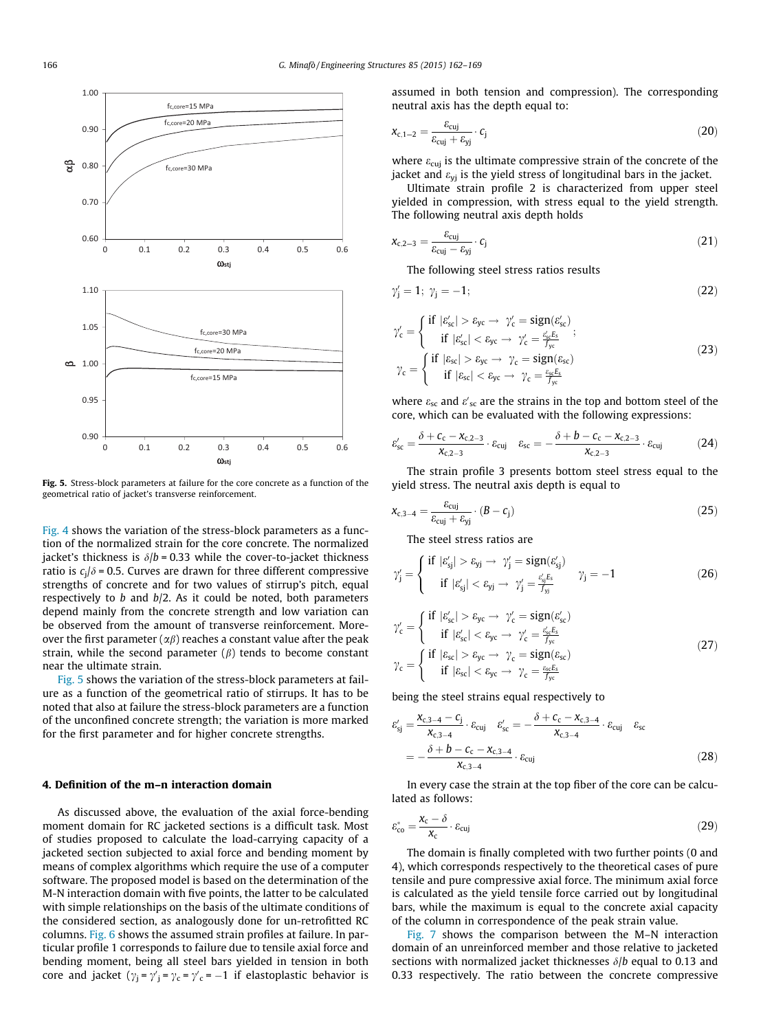Fig. 5. Stress-block parameters at failure for the core concrete as a function of the geometrical ratio of jacket's transverse reinforcement.

Fig. 4 shows the variation of the stress-block parameters as a function of the normalized strain for the core concrete. The normalized jacket's thickness is $\delta/b = 0.33$ while the cover-to-jacket thickness ratio is $c_j/\delta = 0.5$. Curves are drawn for three different compressive strengths of concrete and for two values of stirrup's pitch, equal respectively to $b$ and $b/2$. As it could be noted, both parameters depend mainly from the concrete strength and low variation can be observed from the amount of transverse reinforcement. Moreover the first parameter ($\alpha\beta$) reaches a constant value after the peak strain, while the second parameter ($\beta$) tends to become constant near the ultimate strain.

Fig. 5 shows the variation of the stress-block parameters at failure as a function of the geometrical ratio of stirrups. It has to be noted that also at failure the stress-block parameters are a function of the unconfined concrete strength; the variation is more marked for the first parameter and for higher concrete strengths.

## 4. Definition of the m–n interaction domain

As discussed above, the evaluation of the axial force-bending moment domain for RC jacketed sections is a difficult task. Most of studies proposed to calculate the load-carrying capacity of a jacketed section subjected to axial force and bending moment by means of complex algorithms which require the use of a computer software. The proposed model is based on the determination of the M-N interaction domain with five points, the latter to be calculated with simple relationships on the basis of the ultimate conditions of the considered section, as analogously done for un-retrofitted RC columns. Fig. 6 shows the assumed strain profiles at failure. In particular profile 1 corresponds to failure due to tensile axial force and bending moment, being all steel bars yielded in tension in both core and jacket ($\gamma_j = \gamma'_j = \gamma_c = \gamma'_c = -1$ if elastoplastic behavior is assumed in both tension and compression). The corresponding neutral axis has the depth equal to:

$$x_{c,1-2} = \frac{\varepsilon_{cuj}}{\varepsilon_{cuj} + \varepsilon_{yj}} \cdot c_j \tag{20}$$

where $\varepsilon_{cuj}$ is the ultimate compressive strain of the concrete of the jacket and $\varepsilon_{yj}$ is the yield stress of longitudinal bars in the jacket.

Ultimate strain profile 2 is characterized from upper steel yielded in compression, with stress equal to the yield strength. The following neutral axis depth holds

$$x_{c,2-3} = \frac{\varepsilon_{cuj}}{\varepsilon_{cuj} - \varepsilon_{yj}} \cdot c_j \tag{21}$$

The following steel stress ratios results

$$\gamma'_j = 1; \ \gamma_j = -1; \tag{22}$$

$$\gamma'_c = \begin{cases} \text{if } |\varepsilon'_{sc}| > \varepsilon_{yc} \rightarrow \ \gamma'_c = \text{sign}(\varepsilon'_{sc}) \\ \ \ \text{if } |\varepsilon'_{sc}| < \varepsilon_{yc} \rightarrow \ \gamma'_c = \frac{\varepsilon'_{sc} E_s}{f_{yc}} \end{cases}; \quad \gamma_c = \begin{cases} \text{if } |\varepsilon_{sc}| > \varepsilon_{yc} \rightarrow \ \gamma_c = \text{sign}(\varepsilon_{sc}) \\ \ \ \text{if } |\varepsilon_{sc}| < \varepsilon_{yc} \rightarrow \ \gamma_c = \frac{\varepsilon_{sc} E_s}{f_{yc}} \end{cases} \tag{23}$$

where $\varepsilon_{sc}$ and $\varepsilon'_{sc}$ are the strains in the top and bottom steel of the core, which can be evaluated with the following expressions:

$$\varepsilon'_{sc} = \frac{\delta + c_c - x_{c,2-3}}{x_{c,2-3}} \cdot \varepsilon_{cuj} \quad \varepsilon_{sc} = -\frac{\delta + b - c_c - x_{c,2-3}}{x_{c,2-3}} \cdot \varepsilon_{cuj} \tag{24}$$

The strain profile 3 presents bottom steel stress equal to the yield stress. The neutral axis depth is equal to

$$x_{c,3-4} = \frac{\varepsilon_{cuj}}{\varepsilon_{cuj} + \varepsilon_{yj}} \cdot (B - c_j) \tag{25}$$

The steel stress ratios are

$$\gamma'_j = \begin{cases} \text{if } |\varepsilon'_{sj}| > \varepsilon_{yj} \rightarrow \ \gamma'_j = \text{sign}(\varepsilon'_{sj}) \\ \ \ \text{if } |\varepsilon'_{sj}| < \varepsilon_{yj} \rightarrow \ \gamma'_j = \frac{\varepsilon'_{sj} E_s}{f_{yj}} \end{cases} \quad \gamma_j = -1 \tag{26}$$

$$\gamma'_c = \begin{cases} \text{if } |\varepsilon'_{sc}| > \varepsilon_{yc} \rightarrow \ \gamma'_c = \text{sign}(\varepsilon'_{sc}) \\ \ \ \text{if } |\varepsilon'_{sc}| < \varepsilon_{yc} \rightarrow \ \gamma'_c = \frac{\varepsilon'_{sc} E_s}{f_{yc}} \end{cases} \quad \gamma_c = \begin{cases} \text{if } |\varepsilon_{sc}| > \varepsilon_{yc} \rightarrow \ \gamma_c = \text{sign}(\varepsilon_{sc}) \\ \ \ \text{if } |\varepsilon_{sc}| < \varepsilon_{yc} \rightarrow \ \gamma_c = \frac{\varepsilon_{sc} E_s}{f_{yc}} \end{cases} \tag{27}$$

being the steel strains equal respectively to

$$\varepsilon'_{sj} = \frac{x_{c,3-4} - c_j}{x_{c,3-4}} \cdot \varepsilon_{cuj} \quad \varepsilon'_{sc} = -\frac{\delta + c_c - x_{c,3-4}}{x_{c,3-4}} \cdot \varepsilon_{cuj} \quad \varepsilon_{sc} = -\frac{\delta + b - c_c - x_{c,3-4}}{x_{c,3-4}} \cdot \varepsilon_{cuj} \tag{28}$$

In every case the strain at the top fiber of the core can be calculated as follows:

$$\varepsilon^*_{co} = \frac{x_c - \delta}{x_c} \cdot \varepsilon_{cuj} \tag{29}$$

The domain is finally completed with two further points (0 and 4), which corresponds respectively to the theoretical cases of pure tensile and pure compressive axial force. The minimum axial force is calculated as the yield tensile force carried out by longitudinal bars, while the maximum is equal to the concrete axial capacity of the column in correspondence of the peak strain value.

Fig. 7 shows the comparison between the M–N interaction domain of an unreinforced member and those relative to jacketed sections with normalized jacket thicknesses $\delta/b$ equal to 0.13 and 0.33 respectively. The ratio between the concrete compressive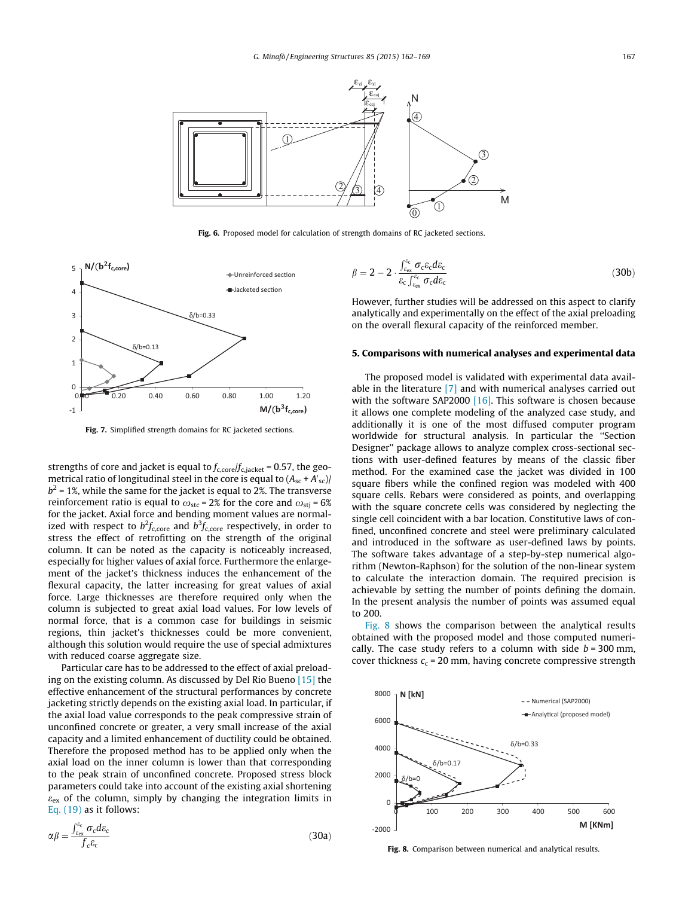Fig. 6. Proposed model for calculation of strength domains of RC jacketed sections.

Fig. 7. Simplified strength domains for RC jacketed sections.

strengths of core and jacket is equal to $f_{c,core}/f_{c,jacket} = 0.57$, the geometrical ratio of longitudinal steel in the core is equal to $(A_{sc} + A'_{sc})/b^2 = 1\%$, while the same for the jacket is equal to 2%. The transverse reinforcement ratio is equal to $\omega_{stc} = 2\%$ for the core and $\omega_{stj} = 6\%$ for the jacket. Axial force and bending moment values are normalized with respect to $b^2 f_{c,core}$ and $b^3 f_{c,core}$ respectively, in order to stress the effect of retrofitting on the strength of the original column. It can be noted as the capacity is noticeably increased, especially for higher values of axial force. Furthermore the enlargement of the jacket's thickness induces the enhancement of the flexural capacity, the latter increasing for great values of axial force. Large thicknesses are therefore required only when the column is subjected to great axial load values. For low levels of normal force, that is a common case for buildings in seismic regions, thin jacket's thicknesses could be more convenient, although this solution would require the use of special admixtures with reduced coarse aggregate size.

Particular care has to be addressed to the effect of axial preloading on the existing column. As discussed by Del Rio Bueno [15] the effective enhancement of the structural performances by concrete jacketing strictly depends on the existing axial load. In particular, if the axial load value corresponds to the peak compressive strain of unconfined concrete or greater, a very small increase of the axial capacity and a limited enhancement of ductility could be obtained. Therefore the proposed method has to be applied only when the axial load on the inner column is lower than that corresponding to the peak strain of unconfined concrete. Proposed stress block parameters could take into account of the existing axial shortening $\varepsilon_{ex}$ of the column, simply by changing the integration limits in Eq. (19) as it follows:

$$\alpha\beta = \frac{\int_{\varepsilon_{ex}}^{\varepsilon_c} \sigma_c d\varepsilon_c}{f_c \varepsilon_c} \tag{30a}$$

$$\beta = 2 - 2 \cdot \frac{\int_{\varepsilon_{ex}}^{\varepsilon_c} \sigma_c \varepsilon_c d\varepsilon_c}{\varepsilon_c \int_{\varepsilon_{ex}}^{\varepsilon_c} \sigma_c d\varepsilon_c} \tag{30b}$$

However, further studies will be addressed on this aspect to clarify analytically and experimentally on the effect of the axial preloading on the overall flexural capacity of the reinforced member.

## 5. Comparisons with numerical analyses and experimental data

The proposed model is validated with experimental data available in the literature [7] and with numerical analyses carried out with the software SAP2000 [16]. This software is chosen because it allows one complete modeling of the analyzed case study, and additionally it is one of the most diffused computer program worldwide for structural analysis. In particular the "Section Designer" package allows to analyze complex cross-sectional sections with user-defined features by means of the classic fiber method. For the examined case the jacket was divided in 100 square fibers while the confined region was modeled with 400 square cells. Rebars were considered as points, and overlapping with the square concrete cells was considered by neglecting the single cell coincident with a bar location. Constitutive laws of confined, unconfined concrete and steel were preliminary calculated and introduced in the software as user-defined laws by points. The software takes advantage of a step-by-step numerical algorithm (Newton-Raphson) for the solution of the non-linear system to calculate the interaction domain. The required precision is achievable by setting the number of points defining the domain. In the present analysis the number of points was assumed equal to 200.

Fig. 8 shows the comparison between the analytical results obtained with the proposed model and those computed numerically. The case study refers to a column with side $b = 300$ mm, cover thickness $c_c = 20$ mm, having concrete compressive strength

Fig. 8. Comparison between numerical and analytical results.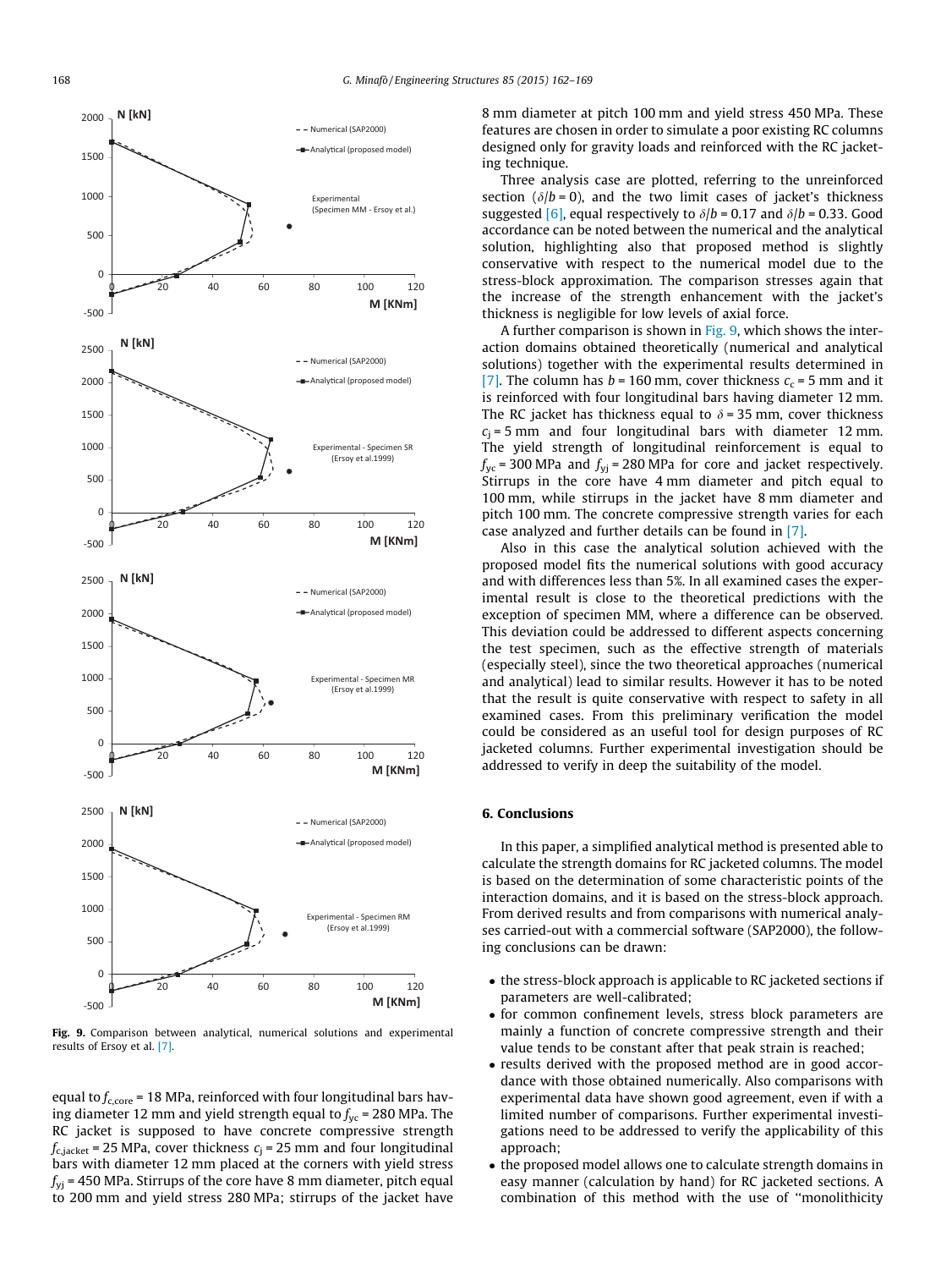Fig. 9. Comparison between analytical, numerical solutions and experimental results of Ersoy et al. [7].

equal to $f_{c,core}$ = 18 MPa, reinforced with four longitudinal bars having diameter 12 mm and yield strength equal to $f_{yc}$ = 280 MPa. The RC jacket is supposed to have concrete compressive strength $f_{c,jacket}$ = 25 MPa, cover thickness $c_j$ = 25 mm and four longitudinal bars with diameter 12 mm placed at the corners with yield stress $f_{yj}$ = 450 MPa. Stirrups of the core have 8 mm diameter, pitch equal to 200 mm and yield stress 280 MPa; stirrups of the jacket have 8 mm diameter at pitch 100 mm and yield stress 450 MPa. These features are chosen in order to simulate a poor existing RC columns designed only for gravity loads and reinforced with the RC jacketing technique.

Three analysis case are plotted, referring to the unreinforced section ($\delta/b$ = 0), and the two limit cases of jacket's thickness suggested [6], equal respectively to $\delta/b$ = 0.17 and $\delta/b$ = 0.33. Good accordance can be noted between the numerical and the analytical solution, highlighting also that proposed method is slightly conservative with respect to the numerical model due to the stress-block approximation. The comparison stresses again that the increase of the strength enhancement with the jacket's thickness is negligible for low levels of axial force.

A further comparison is shown in Fig. 9, which shows the interaction domains obtained theoretically (numerical and analytical solutions) together with the experimental results determined in [7]. The column has $b$ = 160 mm, cover thickness $c_c$ = 5 mm and it is reinforced with four longitudinal bars having diameter 12 mm. The RC jacket has thickness equal to $\delta$ = 35 mm, cover thickness $c_j$ = 5 mm and four longitudinal bars with diameter 12 mm. The yield strength of longitudinal reinforcement is equal to $f_{yc}$ = 300 MPa and $f_{yj}$ = 280 MPa for core and jacket respectively. Stirrups in the core have 4 mm diameter and pitch equal to 100 mm, while stirrups in the jacket have 8 mm diameter and pitch 100 mm. The concrete compressive strength varies for each case analyzed and further details can be found in [7].

Also in this case the analytical solution achieved with the proposed model fits the numerical solutions with good accuracy and with differences less than 5%. In all examined cases the experimental result is close to the theoretical predictions with the exception of specimen MM, where a difference can be observed. This deviation could be addressed to different aspects concerning the test specimen, such as the effective strength of materials (especially steel), since the two theoretical approaches (numerical and analytical) lead to similar results. However it has to be noted that the result is quite conservative with respect to safety in all examined cases. From this preliminary verification the model could be considered as an useful tool for design purposes of RC jacketed columns. Further experimental investigation should be addressed to verify in deep the suitability of the model.

## 6. Conclusions

In this paper, a simplified analytical method is presented able to calculate the strength domains for RC jacketed columns. The model is based on the determination of some characteristic points of the interaction domains, and it is based on the stress-block approach. From derived results and from comparisons with numerical analyses carried-out with a commercial software (SAP2000), the following conclusions can be drawn:

- the stress-block approach is applicable to RC jacketed sections if parameters are well-calibrated;
- for common confinement levels, stress block parameters are mainly a function of concrete compressive strength and their value tends to be constant after that peak strain is reached;
- results derived with the proposed method are in good accordance with those obtained numerically. Also comparisons with experimental data have shown good agreement, even if with a limited number of comparisons. Further experimental investigations need to be addressed to verify the applicability of this approach;
- the proposed model allows one to calculate strength domains in easy manner (calculation by hand) for RC jacketed sections. A combination of this method with the use of "monolithicity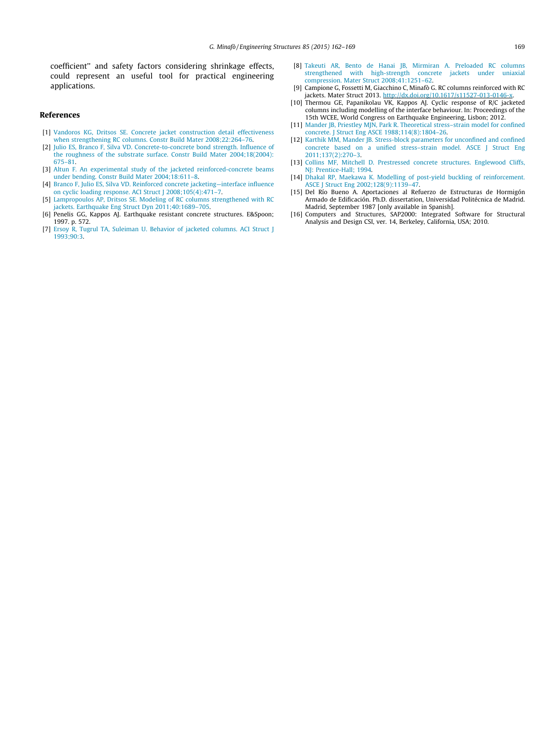coefficient" and safety factors considering shrinkage effects, could represent an useful tool for practical engineering applications.

## References

[1] Vandoros KG, Dritsos SE. Concrete jacket construction detail effectiveness when strengthening RC columns. Constr Build Mater 2008;22:264–76.

[2] Julio ES, Branco F, Silva VD. Concrete-to-concrete bond strength. Influence of the roughness of the substrate surface. Constr Build Mater 2004;18(2004):675–81.

[3] Altun F. An experimental study of the jacketed reinforced-concrete beams under bending. Constr Build Mater 2004;18:611–8.

[4] Branco F, Julio ES, Silva VD. Reinforced concrete jacketing—interface influence on cyclic loading response. ACI Struct J 2008;105(4):471–7.

[5] Lampropoulos AP, Dritsos SE. Modeling of RC columns strengthened with RC jackets. Earthquake Eng Struct Dyn 2011;40:1689–705.

[6] Penelis GG, Kappos AJ. Earthquake resistant concrete structures. E&Spoon; 1997. p. 572.

[7] Ersoy R, Tugrul TA, Suleiman U. Behavior of jacketed columns. ACI Struct J 1993;90:3.

[8] Takeuti AR, Bento de Hanai JB, Mirmiran A. Preloaded RC columns strengthened with high-strength concrete jackets under uniaxial compression. Mater Struct 2008;41:1251–62.

[9] Campione G, Fossetti M, Giacchino C, Minafò G. RC columns reinforced with RC jackets. Mater Struct 2013. http://dx.doi.org/10.1617/s11527-013-0146-x.

[10] Thermou GE, Papanikolau VK, Kappos AJ. Cyclic response of R/C jacketed columns including modelling of the interface behaviour. In: Proceedings of the 15th WCEE, World Congress on Earthquake Engineering, Lisbon; 2012.

[11] Mander JB, Priestley MJN, Park R. Theoretical stress–strain model for confined concrete. J Struct Eng ASCE 1988;114(8):1804–26.

[12] Karthik MM, Mander JB. Stress-block parameters for unconfined and confined concrete based on a unified stress–strain model. ASCE J Struct Eng 2011;137(2):270–3.

[13] Collins MF, Mitchell D. Prestressed concrete structures. Englewood Cliffs, NJ: Prentice-Hall; 1994.

[14] Dhakal RP, Maekawa K. Modelling of post-yield buckling of reinforcement. ASCE J Struct Eng 2002;128(9):1139–47.

[15] Del Río Bueno A. Aportaciones al Refuerzo de Estructuras de Hormigón Armado de Edificación. Ph.D. dissertation, Universidad Politécnica de Madrid. Madrid, September 1987 [only available in Spanish].

[16] Computers and Structures, SAP2000: Integrated Software for Structural Analysis and Design CSI, ver. 14, Berkeley, California, USA; 2010.